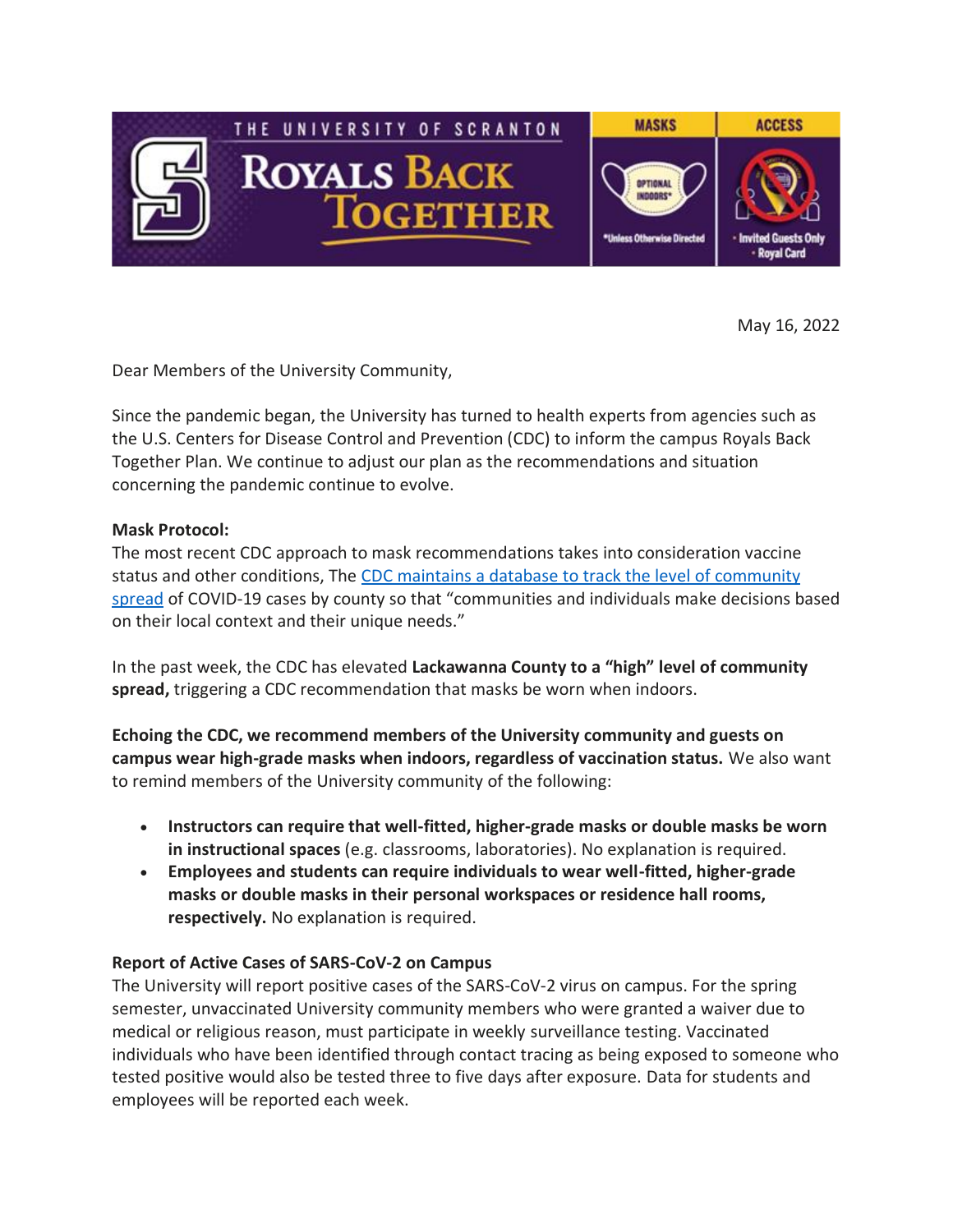May 16, 2022

Dear Members of the University Community,

Since the pandemic began, the University has turned to health experts from agencies such as the U.S. Centers for Disease Control and Prevention (CDC) to inform the campus Royals Back Together Plan. We continue to adjust our plan as the recommendations and situation concerning the pandemic continue to evolve.

**Mask Protocol:**
The most recent CDC approach to mask recommendations takes into consideration vaccine status and other conditions, The CDC maintains a database to track the level of community spread of COVID-19 cases by county so that "communities and individuals make decisions based on their local context and their unique needs."

In the past week, the CDC has elevated **Lackawanna County to a "high" level of community spread,** triggering a CDC recommendation that masks be worn when indoors.

**Echoing the CDC, we recommend members of the University community and guests on campus wear high-grade masks when indoors, regardless of vaccination status.** We also want to remind members of the University community of the following:

- **Instructors can require that well-fitted, higher-grade masks or double masks be worn in instructional spaces** (e.g. classrooms, laboratories). No explanation is required.
- **Employees and students can require individuals to wear well-fitted, higher-grade masks or double masks in their personal workspaces or residence hall rooms, respectively.** No explanation is required.

**Report of Active Cases of SARS-CoV-2 on Campus**
The University will report positive cases of the SARS-CoV-2 virus on campus. For the spring semester, unvaccinated University community members who were granted a waiver due to medical or religious reason, must participate in weekly surveillance testing. Vaccinated individuals who have been identified through contact tracing as being exposed to someone who tested positive would also be tested three to five days after exposure. Data for students and employees will be reported each week.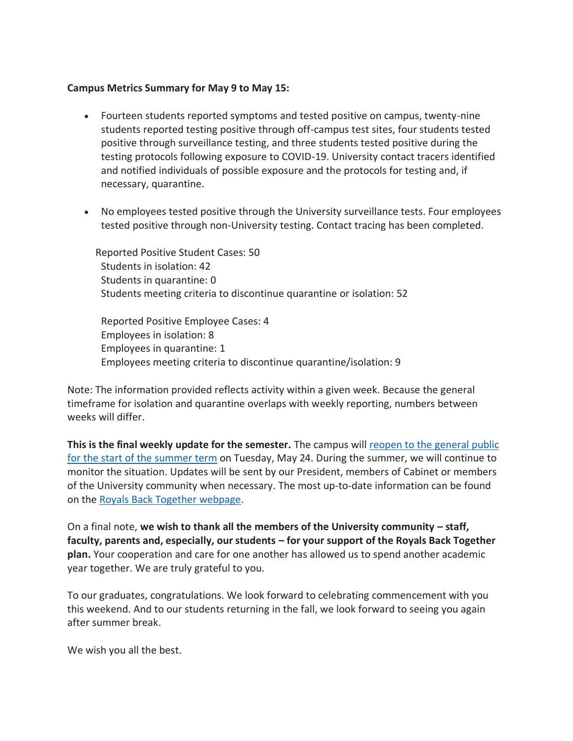**Campus Metrics Summary for May 9 to May 15:**

- Fourteen students reported symptoms and tested positive on campus, twenty-nine students reported testing positive through off-campus test sites, four students tested positive through surveillance testing, and three students tested positive during the testing protocols following exposure to COVID-19. University contact tracers identified and notified individuals of possible exposure and the protocols for testing and, if necessary, quarantine.

- No employees tested positive through the University surveillance tests. Four employees tested positive through non-University testing. Contact tracing has been completed.

Reported Positive Student Cases: 50
Students in isolation: 42
Students in quarantine: 0
Students meeting criteria to discontinue quarantine or isolation: 52

Reported Positive Employee Cases: 4
Employees in isolation: 8
Employees in quarantine: 1
Employees meeting criteria to discontinue quarantine/isolation: 9

Note: The information provided reflects activity within a given week. Because the general timeframe for isolation and quarantine overlaps with weekly reporting, numbers between weeks will differ.

**This is the final weekly update for the semester.** The campus will reopen to the general public for the start of the summer term on Tuesday, May 24. During the summer, we will continue to monitor the situation. Updates will be sent by our President, members of Cabinet or members of the University community when necessary. The most up-to-date information can be found on the Royals Back Together webpage.

On a final note, **we wish to thank all the members of the University community – staff, faculty, parents and, especially, our students – for your support of the Royals Back Together plan.** Your cooperation and care for one another has allowed us to spend another academic year together. We are truly grateful to you.

To our graduates, congratulations. We look forward to celebrating commencement with you this weekend. And to our students returning in the fall, we look forward to seeing you again after summer break.

We wish you all the best.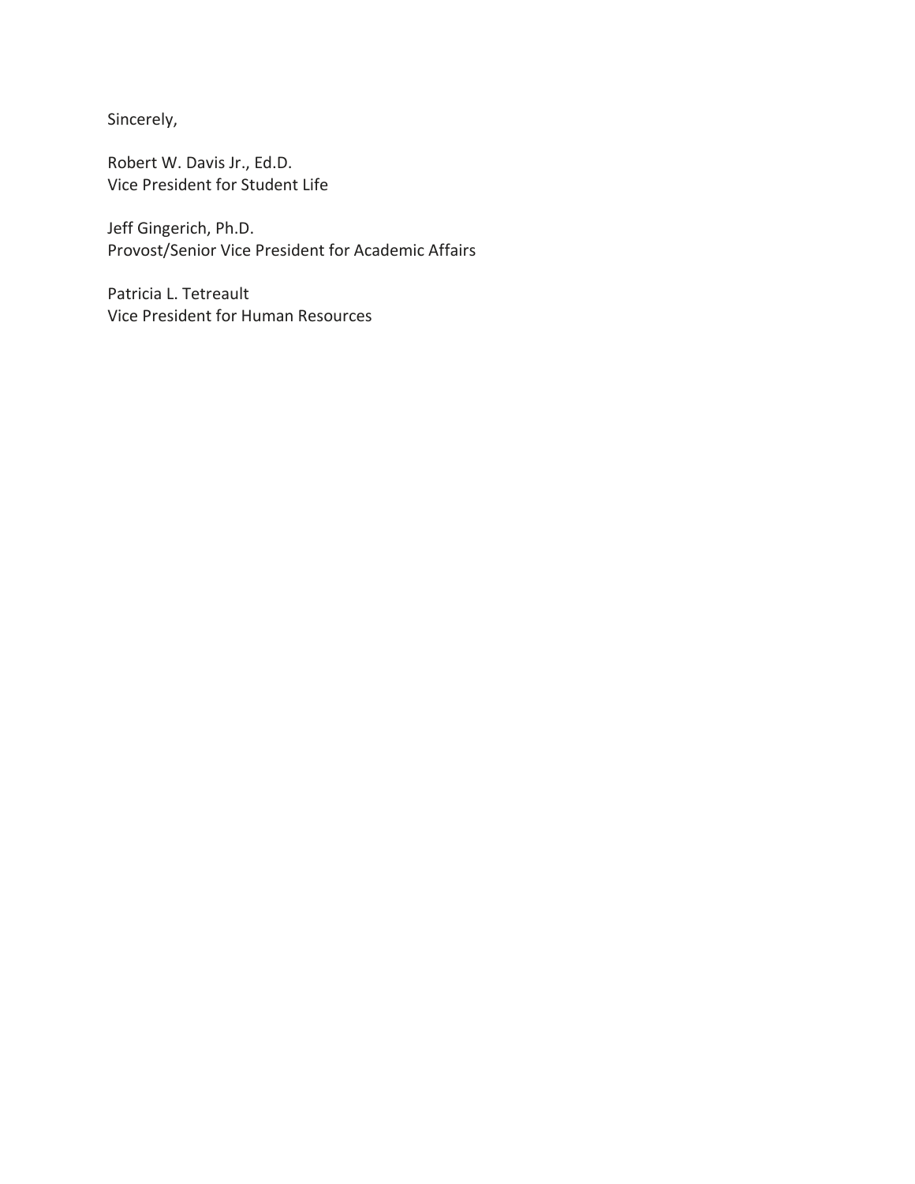Sincerely,

Robert W. Davis Jr., Ed.D.
Vice President for Student Life

Jeff Gingerich, Ph.D.
Provost/Senior Vice President for Academic Affairs

Patricia L. Tetreault
Vice President for Human Resources